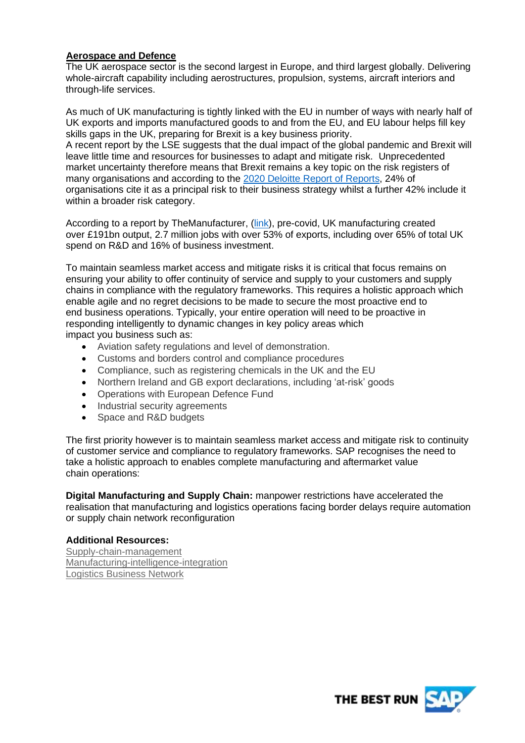## Aerospace and Defence

The UK aerospace sector is the second largest in Europe, and third largest globally. Delivering whole-aircraft capability including aerostructures, propulsion, systems, aircraft interiors and through-life services.

As much of UK manufacturing is tightly linked with the EU in number of ways with nearly half of UK exports and imports manufactured goods to and from the EU, and EU labour helps fill key skills gaps in the UK, preparing for Brexit is a key business priority.
A recent report by the LSE suggests that the dual impact of the global pandemic and Brexit will leave little time and resources for businesses to adapt and mitigate risk. Unprecedented market uncertainty therefore means that Brexit remains a key topic on the risk registers of many organisations and according to the 2020 Deloitte Report of Reports, 24% of organisations cite it as a principal risk to their business strategy whilst a further 42% include it within a broader risk category.

According to a report by TheManufacturer, (link), pre-covid, UK manufacturing created over £191bn output, 2.7 million jobs with over 53% of exports, including over 65% of total UK spend on R&D and 16% of business investment.

To maintain seamless market access and mitigate risks it is critical that focus remains on ensuring your ability to offer continuity of service and supply to your customers and supply chains in compliance with the regulatory frameworks. This requires a holistic approach which enable agile and no regret decisions to be made to secure the most proactive end to end business operations. Typically, your entire operation will need to be proactive in responding intelligently to dynamic changes in key policy areas which impact you business such as:

- Aviation safety regulations and level of demonstration.
- Customs and borders control and compliance procedures
- Compliance, such as registering chemicals in the UK and the EU
- Northern Ireland and GB export declarations, including 'at-risk' goods
- Operations with European Defence Fund
- Industrial security agreements
- Space and R&D budgets

The first priority however is to maintain seamless market access and mitigate risk to continuity of customer service and compliance to regulatory frameworks. SAP recognises the need to take a holistic approach to enables complete manufacturing and aftermarket value chain operations:

**Digital Manufacturing and Supply Chain:** manpower restrictions have accelerated the realisation that manufacturing and logistics operations facing border delays require automation or supply chain network reconfiguration

**Additional Resources:**
Supply-chain-management
Manufacturing-intelligence-integration
Logistics Business Network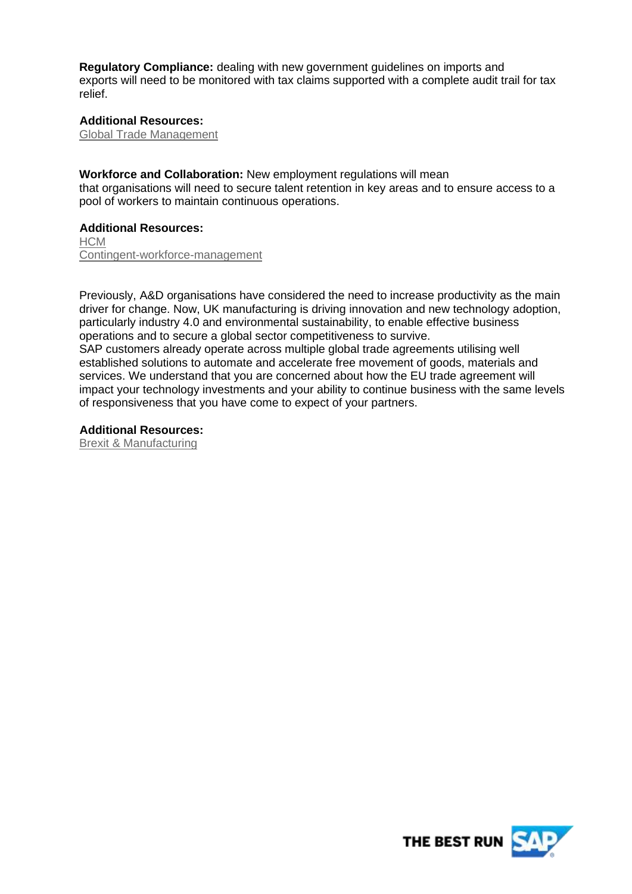**Regulatory Compliance:** dealing with new government guidelines on imports and exports will need to be monitored with tax claims supported with a complete audit trail for tax relief.

**Additional Resources:**
Global Trade Management

**Workforce and Collaboration:** New employment regulations will mean that organisations will need to secure talent retention in key areas and to ensure access to a pool of workers to maintain continuous operations.

**Additional Resources:**
HCM
Contingent-workforce-management

Previously, A&D organisations have considered the need to increase productivity as the main driver for change. Now, UK manufacturing is driving innovation and new technology adoption, particularly industry 4.0 and environmental sustainability, to enable effective business operations and to secure a global sector competitiveness to survive.
SAP customers already operate across multiple global trade agreements utilising well established solutions to automate and accelerate free movement of goods, materials and services. We understand that you are concerned about how the EU trade agreement will impact your technology investments and your ability to continue business with the same levels of responsiveness that you have come to expect of your partners.

**Additional Resources:**
Brexit & Manufacturing

THE BEST RUN SAP